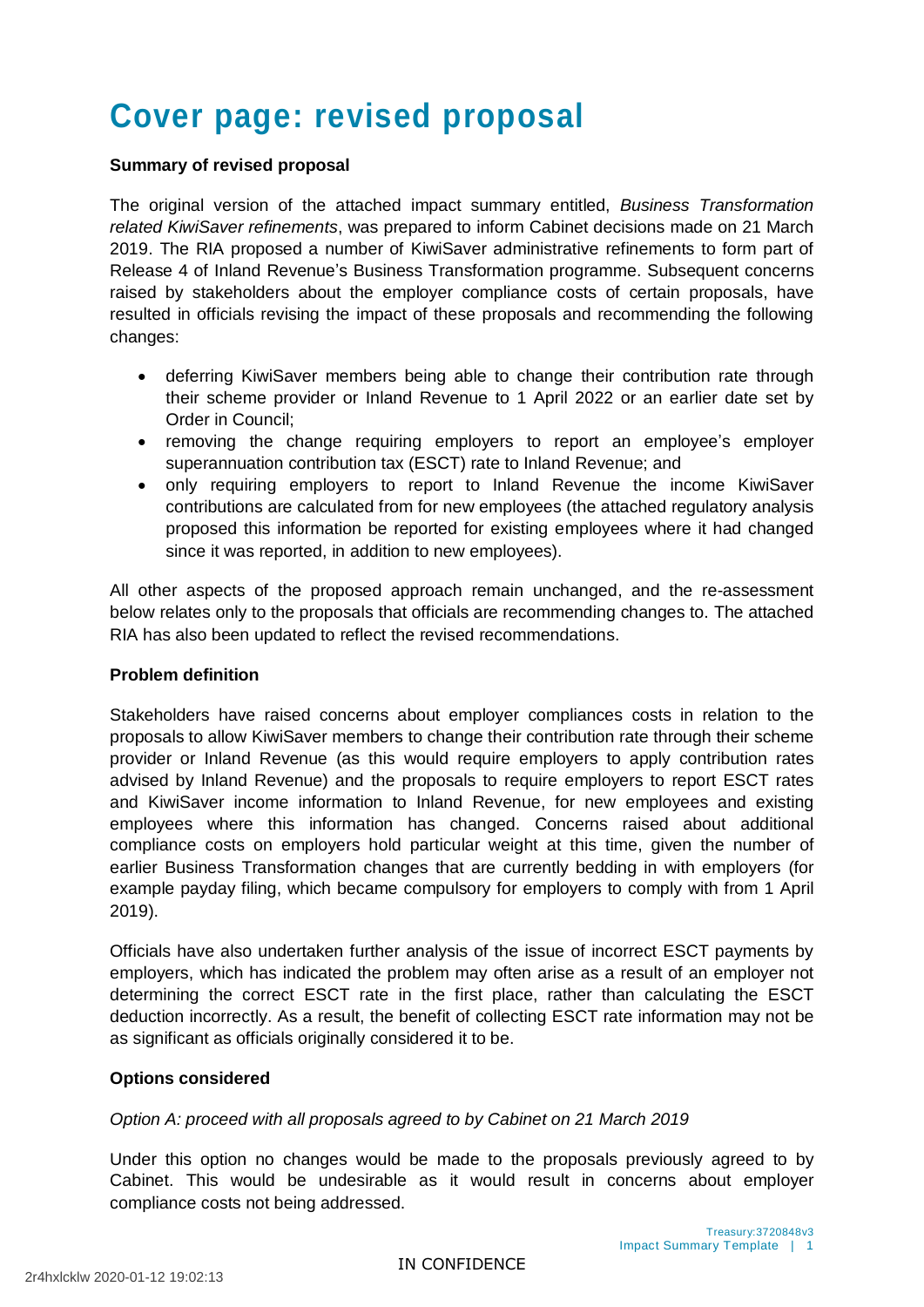# Cover page: revised proposal

**Summary of revised proposal**

The original version of the attached impact summary entitled, *Business Transformation related KiwiSaver refinements*, was prepared to inform Cabinet decisions made on 21 March 2019. The RIA proposed a number of KiwiSaver administrative refinements to form part of Release 4 of Inland Revenue's Business Transformation programme. Subsequent concerns raised by stakeholders about the employer compliance costs of certain proposals, have resulted in officials revising the impact of these proposals and recommending the following changes:

- deferring KiwiSaver members being able to change their contribution rate through their scheme provider or Inland Revenue to 1 April 2022 or an earlier date set by Order in Council;
- removing the change requiring employers to report an employee's employer superannuation contribution tax (ESCT) rate to Inland Revenue; and
- only requiring employers to report to Inland Revenue the income KiwiSaver contributions are calculated from for new employees (the attached regulatory analysis proposed this information be reported for existing employees where it had changed since it was reported, in addition to new employees).

All other aspects of the proposed approach remain unchanged, and the re-assessment below relates only to the proposals that officials are recommending changes to. The attached RIA has also been updated to reflect the revised recommendations.

**Problem definition**

Stakeholders have raised concerns about employer compliances costs in relation to the proposals to allow KiwiSaver members to change their contribution rate through their scheme provider or Inland Revenue (as this would require employers to apply contribution rates advised by Inland Revenue) and the proposals to require employers to report ESCT rates and KiwiSaver income information to Inland Revenue, for new employees and existing employees where this information has changed. Concerns raised about additional compliance costs on employers hold particular weight at this time, given the number of earlier Business Transformation changes that are currently bedding in with employers (for example payday filing, which became compulsory for employers to comply with from 1 April 2019).

Officials have also undertaken further analysis of the issue of incorrect ESCT payments by employers, which has indicated the problem may often arise as a result of an employer not determining the correct ESCT rate in the first place, rather than calculating the ESCT deduction incorrectly. As a result, the benefit of collecting ESCT rate information may not be as significant as officials originally considered it to be.

**Options considered**

*Option A: proceed with all proposals agreed to by Cabinet on 21 March 2019*

Under this option no changes would be made to the proposals previously agreed to by Cabinet. This would be undesirable as it would result in concerns about employer compliance costs not being addressed.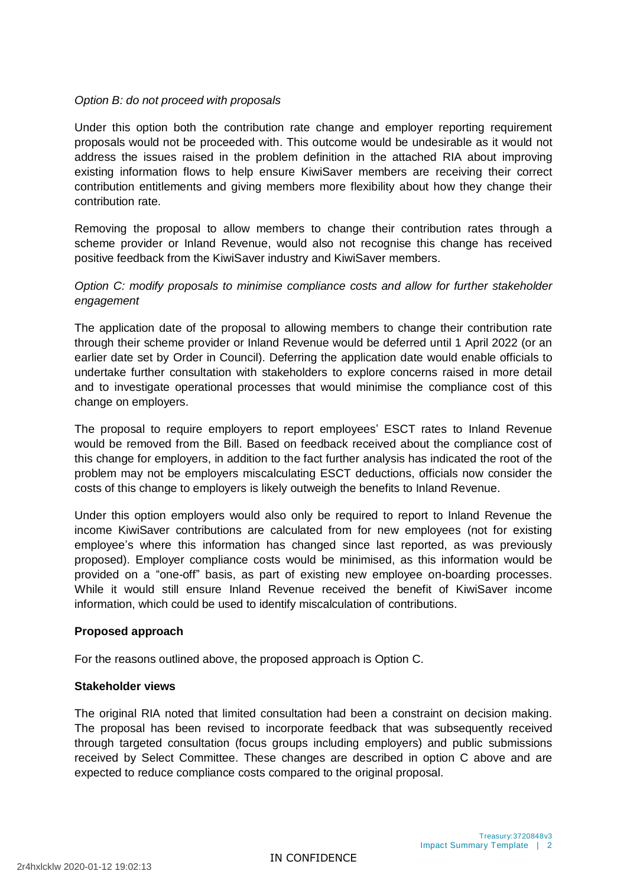*Option B: do not proceed with proposals*

Under this option both the contribution rate change and employer reporting requirement proposals would not be proceeded with. This outcome would be undesirable as it would not address the issues raised in the problem definition in the attached RIA about improving existing information flows to help ensure KiwiSaver members are receiving their correct contribution entitlements and giving members more flexibility about how they change their contribution rate.

Removing the proposal to allow members to change their contribution rates through a scheme provider or Inland Revenue, would also not recognise this change has received positive feedback from the KiwiSaver industry and KiwiSaver members.

*Option C: modify proposals to minimise compliance costs and allow for further stakeholder engagement*

The application date of the proposal to allowing members to change their contribution rate through their scheme provider or Inland Revenue would be deferred until 1 April 2022 (or an earlier date set by Order in Council). Deferring the application date would enable officials to undertake further consultation with stakeholders to explore concerns raised in more detail and to investigate operational processes that would minimise the compliance cost of this change on employers.

The proposal to require employers to report employees' ESCT rates to Inland Revenue would be removed from the Bill. Based on feedback received about the compliance cost of this change for employers, in addition to the fact further analysis has indicated the root of the problem may not be employers miscalculating ESCT deductions, officials now consider the costs of this change to employers is likely outweigh the benefits to Inland Revenue.

Under this option employers would also only be required to report to Inland Revenue the income KiwiSaver contributions are calculated from for new employees (not for existing employee's where this information has changed since last reported, as was previously proposed). Employer compliance costs would be minimised, as this information would be provided on a "one-off" basis, as part of existing new employee on-boarding processes. While it would still ensure Inland Revenue received the benefit of KiwiSaver income information, which could be used to identify miscalculation of contributions.

**Proposed approach**

For the reasons outlined above, the proposed approach is Option C.

**Stakeholder views**

The original RIA noted that limited consultation had been a constraint on decision making. The proposal has been revised to incorporate feedback that was subsequently received through targeted consultation (focus groups including employers) and public submissions received by Select Committee. These changes are described in option C above and are expected to reduce compliance costs compared to the original proposal.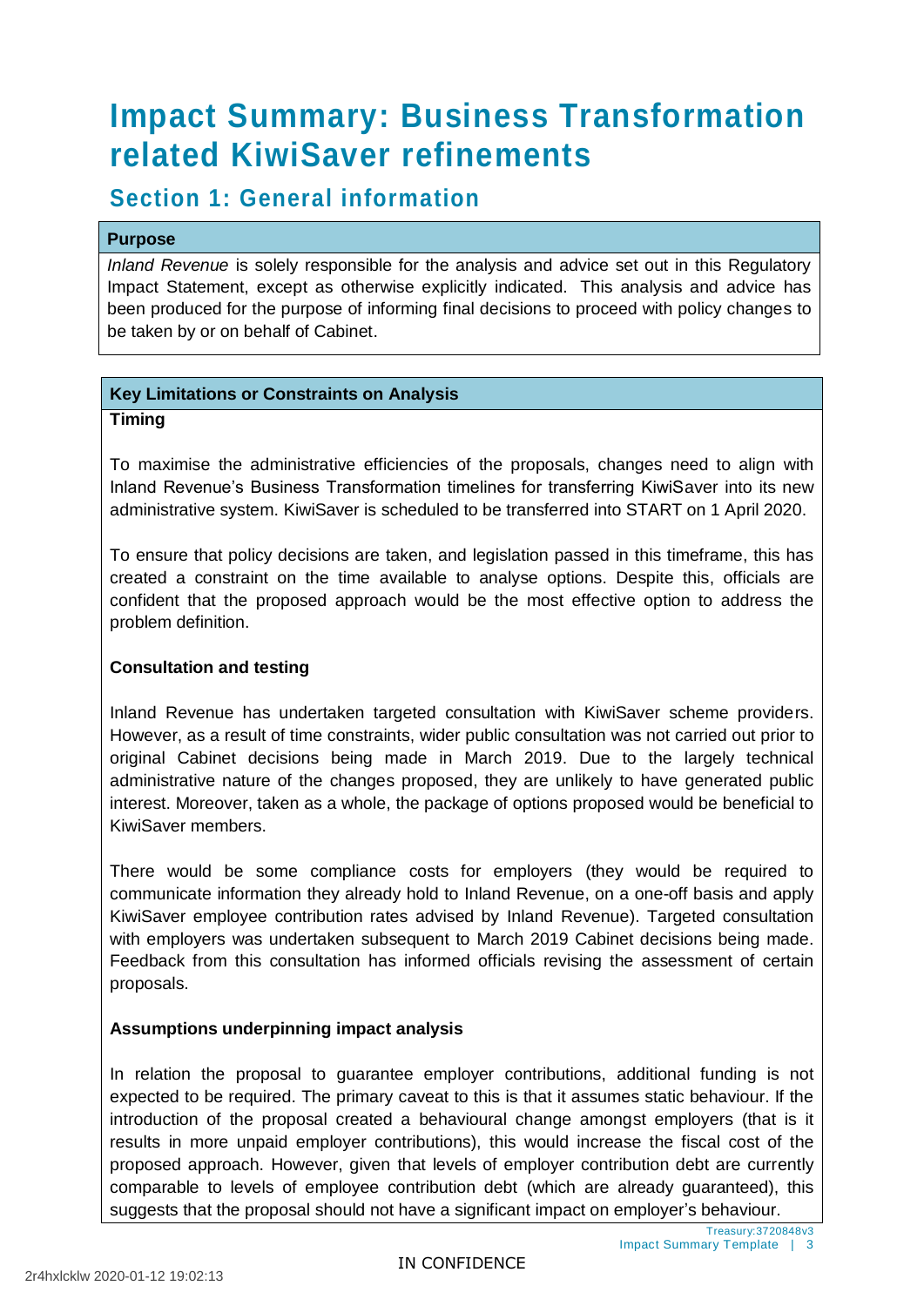# Impact Summary: Business Transformation related KiwiSaver refinements

## Section 1: General information

**Purpose**

*Inland Revenue* is solely responsible for the analysis and advice set out in this Regulatory Impact Statement, except as otherwise explicitly indicated. This analysis and advice has been produced for the purpose of informing final decisions to proceed with policy changes to be taken by or on behalf of Cabinet.

**Key Limitations or Constraints on Analysis**

**Timing**

To maximise the administrative efficiencies of the proposals, changes need to align with Inland Revenue's Business Transformation timelines for transferring KiwiSaver into its new administrative system. KiwiSaver is scheduled to be transferred into START on 1 April 2020.

To ensure that policy decisions are taken, and legislation passed in this timeframe, this has created a constraint on the time available to analyse options. Despite this, officials are confident that the proposed approach would be the most effective option to address the problem definition.

**Consultation and testing**

Inland Revenue has undertaken targeted consultation with KiwiSaver scheme providers. However, as a result of time constraints, wider public consultation was not carried out prior to original Cabinet decisions being made in March 2019. Due to the largely technical administrative nature of the changes proposed, they are unlikely to have generated public interest. Moreover, taken as a whole, the package of options proposed would be beneficial to KiwiSaver members.

There would be some compliance costs for employers (they would be required to communicate information they already hold to Inland Revenue, on a one-off basis and apply KiwiSaver employee contribution rates advised by Inland Revenue). Targeted consultation with employers was undertaken subsequent to March 2019 Cabinet decisions being made. Feedback from this consultation has informed officials revising the assessment of certain proposals.

**Assumptions underpinning impact analysis**

In relation the proposal to guarantee employer contributions, additional funding is not expected to be required. The primary caveat to this is that it assumes static behaviour. If the introduction of the proposal created a behavioural change amongst employers (that is it results in more unpaid employer contributions), this would increase the fiscal cost of the proposed approach. However, given that levels of employer contribution debt are currently comparable to levels of employee contribution debt (which are already guaranteed), this suggests that the proposal should not have a significant impact on employer's behaviour.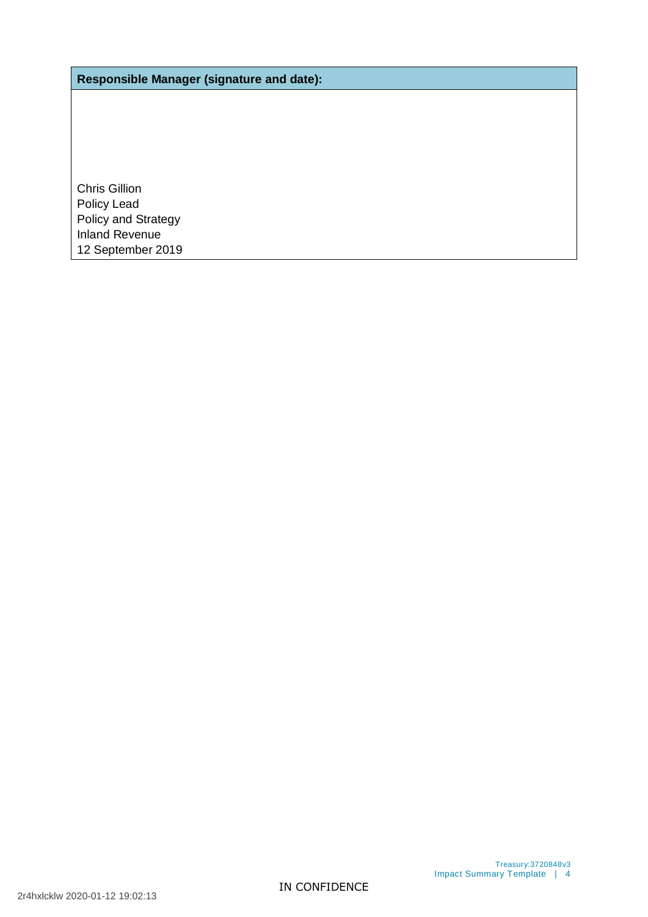| Responsible Manager (signature and date): |
| --- |
| Chris Gillion<br>Policy Lead<br>Policy and Strategy<br>Inland Revenue<br>12 September 2019 |

IN CONFIDENCE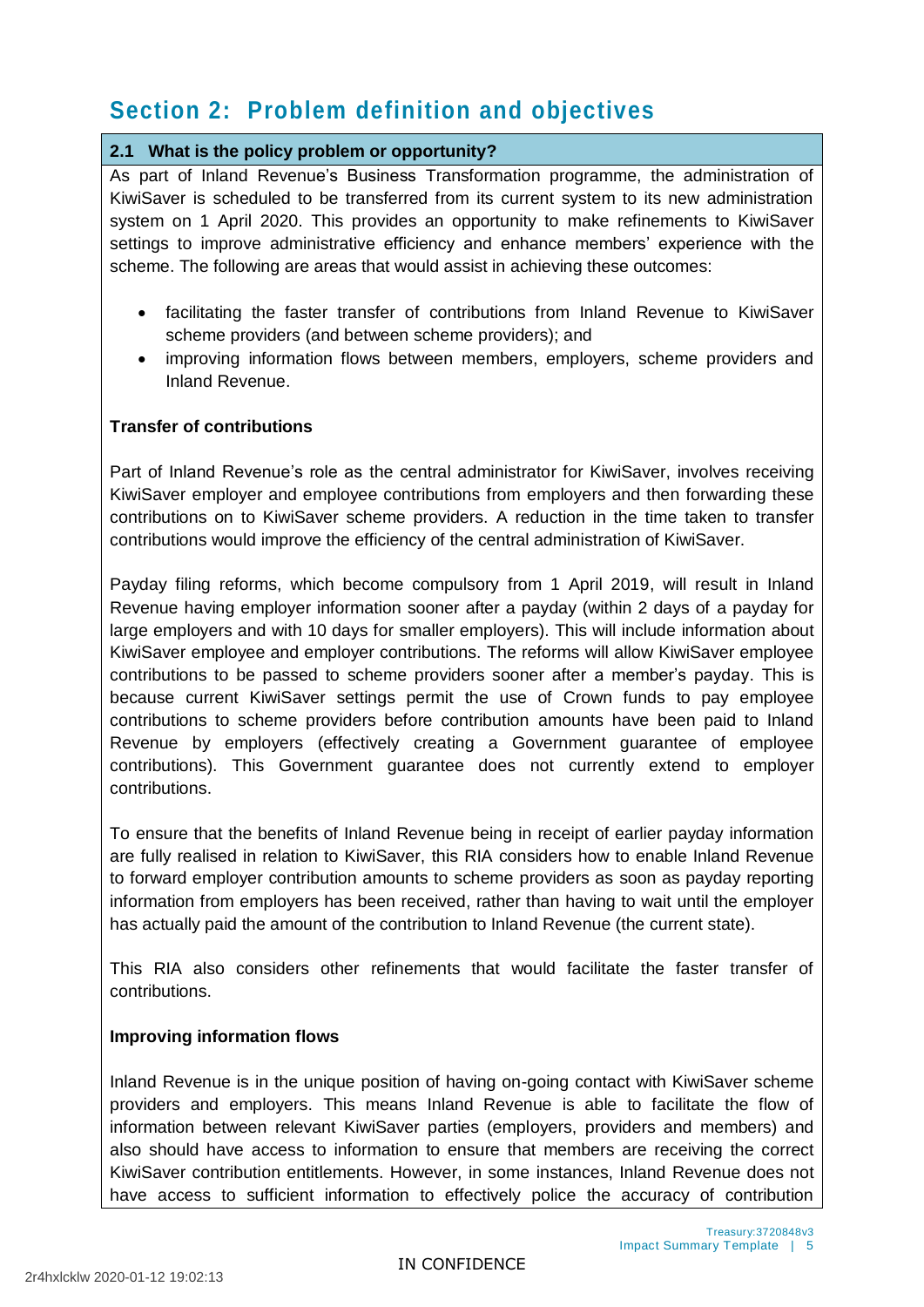## Section 2: Problem definition and objectives

### 2.1 What is the policy problem or opportunity?

As part of Inland Revenue's Business Transformation programme, the administration of KiwiSaver is scheduled to be transferred from its current system to its new administration system on 1 April 2020. This provides an opportunity to make refinements to KiwiSaver settings to improve administrative efficiency and enhance members' experience with the scheme. The following are areas that would assist in achieving these outcomes:

- facilitating the faster transfer of contributions from Inland Revenue to KiwiSaver scheme providers (and between scheme providers); and
- improving information flows between members, employers, scheme providers and Inland Revenue.

**Transfer of contributions**

Part of Inland Revenue's role as the central administrator for KiwiSaver, involves receiving KiwiSaver employer and employee contributions from employers and then forwarding these contributions on to KiwiSaver scheme providers. A reduction in the time taken to transfer contributions would improve the efficiency of the central administration of KiwiSaver.

Payday filing reforms, which become compulsory from 1 April 2019, will result in Inland Revenue having employer information sooner after a payday (within 2 days of a payday for large employers and with 10 days for smaller employers). This will include information about KiwiSaver employee and employer contributions. The reforms will allow KiwiSaver employee contributions to be passed to scheme providers sooner after a member's payday. This is because current KiwiSaver settings permit the use of Crown funds to pay employee contributions to scheme providers before contribution amounts have been paid to Inland Revenue by employers (effectively creating a Government guarantee of employee contributions). This Government guarantee does not currently extend to employer contributions.

To ensure that the benefits of Inland Revenue being in receipt of earlier payday information are fully realised in relation to KiwiSaver, this RIA considers how to enable Inland Revenue to forward employer contribution amounts to scheme providers as soon as payday reporting information from employers has been received, rather than having to wait until the employer has actually paid the amount of the contribution to Inland Revenue (the current state).

This RIA also considers other refinements that would facilitate the faster transfer of contributions.

**Improving information flows**

Inland Revenue is in the unique position of having on-going contact with KiwiSaver scheme providers and employers. This means Inland Revenue is able to facilitate the flow of information between relevant KiwiSaver parties (employers, providers and members) and also should have access to information to ensure that members are receiving the correct KiwiSaver contribution entitlements. However, in some instances, Inland Revenue does not have access to sufficient information to effectively police the accuracy of contribution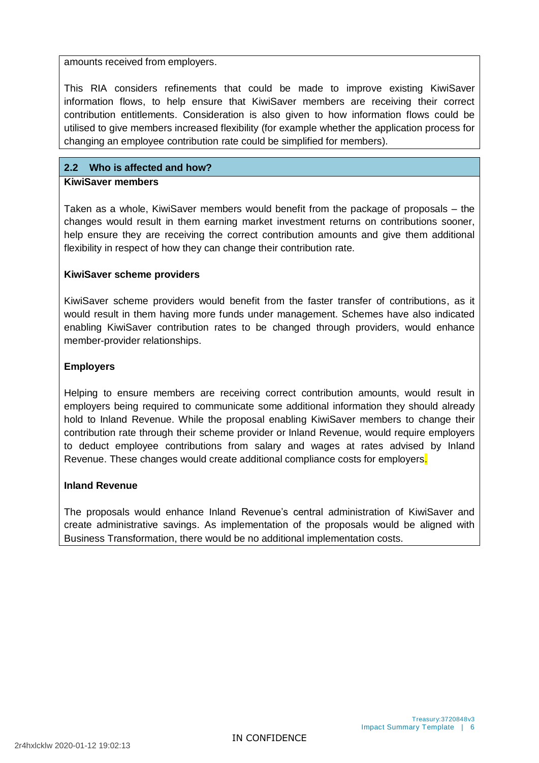amounts received from employers.

This RIA considers refinements that could be made to improve existing KiwiSaver information flows, to help ensure that KiwiSaver members are receiving their correct contribution entitlements. Consideration is also given to how information flows could be utilised to give members increased flexibility (for example whether the application process for changing an employee contribution rate could be simplified for members).

## 2.2 Who is affected and how?

**KiwiSaver members**

Taken as a whole, KiwiSaver members would benefit from the package of proposals – the changes would result in them earning market investment returns on contributions sooner, help ensure they are receiving the correct contribution amounts and give them additional flexibility in respect of how they can change their contribution rate.

**KiwiSaver scheme providers**

KiwiSaver scheme providers would benefit from the faster transfer of contributions, as it would result in them having more funds under management. Schemes have also indicated enabling KiwiSaver contribution rates to be changed through providers, would enhance member-provider relationships.

**Employers**

Helping to ensure members are receiving correct contribution amounts, would result in employers being required to communicate some additional information they should already hold to Inland Revenue. While the proposal enabling KiwiSaver members to change their contribution rate through their scheme provider or Inland Revenue, would require employers to deduct employee contributions from salary and wages at rates advised by Inland Revenue. These changes would create additional compliance costs for employers.

**Inland Revenue**

The proposals would enhance Inland Revenue's central administration of KiwiSaver and create administrative savings. As implementation of the proposals would be aligned with Business Transformation, there would be no additional implementation costs.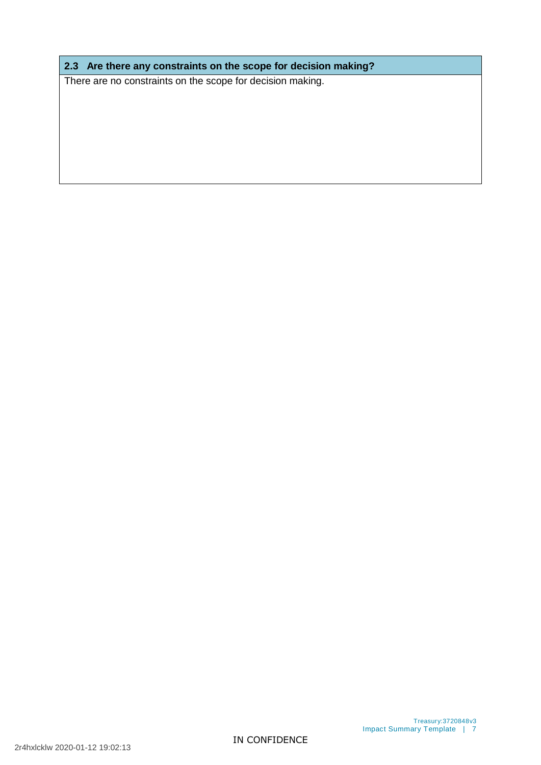## 2.3 Are there any constraints on the scope for decision making?

There are no constraints on the scope for decision making.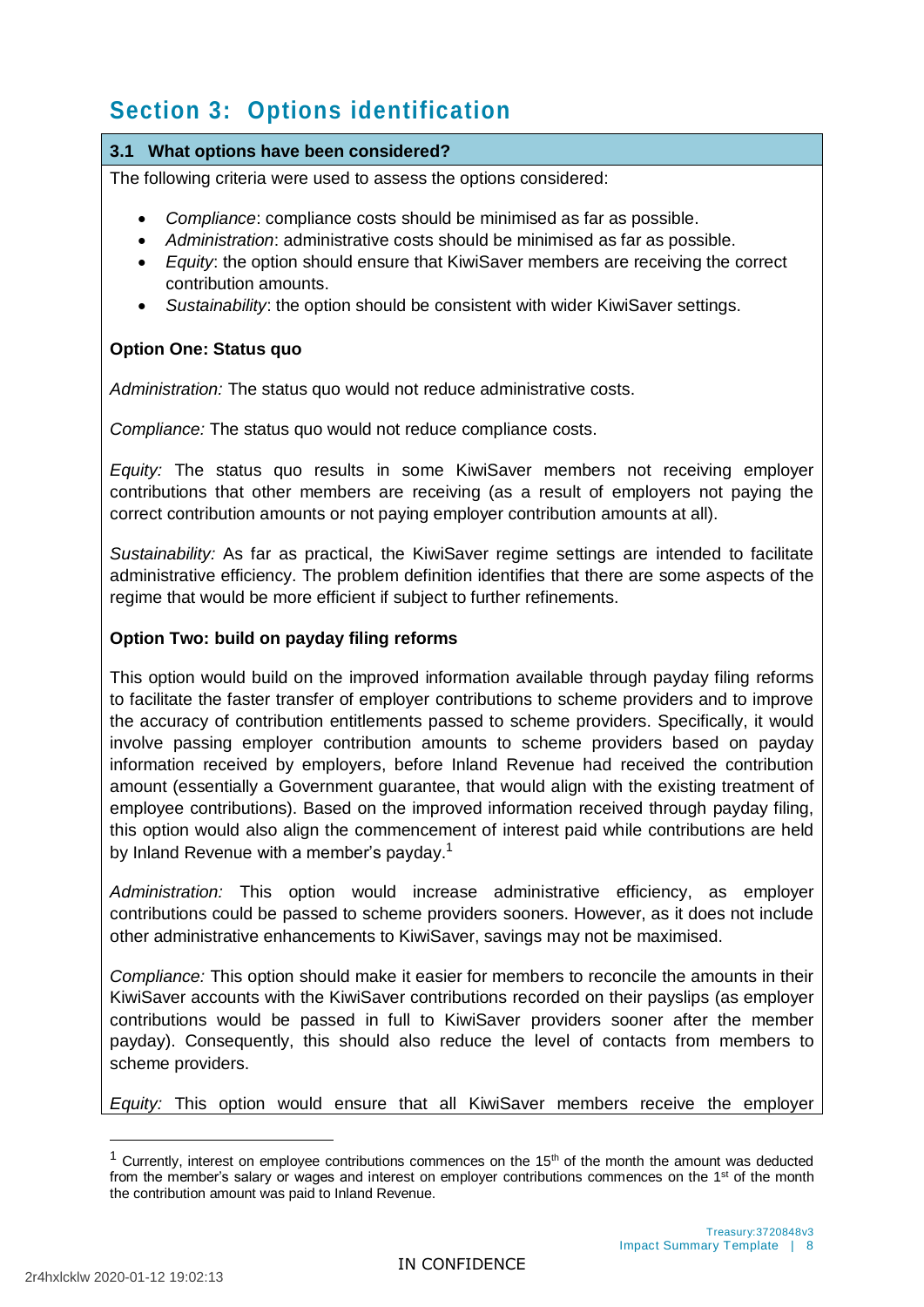## Section 3: Options identification

### 3.1 What options have been considered?

The following criteria were used to assess the options considered:

- *Compliance*: compliance costs should be minimised as far as possible.
- *Administration*: administrative costs should be minimised as far as possible.
- *Equity*: the option should ensure that KiwiSaver members are receiving the correct contribution amounts.
- *Sustainability*: the option should be consistent with wider KiwiSaver settings.

**Option One: Status quo**

*Administration:* The status quo would not reduce administrative costs.

*Compliance:* The status quo would not reduce compliance costs.

*Equity:* The status quo results in some KiwiSaver members not receiving employer contributions that other members are receiving (as a result of employers not paying the correct contribution amounts or not paying employer contribution amounts at all).

*Sustainability:* As far as practical, the KiwiSaver regime settings are intended to facilitate administrative efficiency. The problem definition identifies that there are some aspects of the regime that would be more efficient if subject to further refinements.

**Option Two: build on payday filing reforms**

This option would build on the improved information available through payday filing reforms to facilitate the faster transfer of employer contributions to scheme providers and to improve the accuracy of contribution entitlements passed to scheme providers. Specifically, it would involve passing employer contribution amounts to scheme providers based on payday information received by employers, before Inland Revenue had received the contribution amount (essentially a Government guarantee, that would align with the existing treatment of employee contributions). Based on the improved information received through payday filing, this option would also align the commencement of interest paid while contributions are held by Inland Revenue with a member's payday.[1]

*Administration:* This option would increase administrative efficiency, as employer contributions could be passed to scheme providers sooners. However, as it does not include other administrative enhancements to KiwiSaver, savings may not be maximised.

*Compliance:* This option should make it easier for members to reconcile the amounts in their KiwiSaver accounts with the KiwiSaver contributions recorded on their payslips (as employer contributions would be passed in full to KiwiSaver providers sooner after the member payday). Consequently, this should also reduce the level of contacts from members to scheme providers.

*Equity:* This option would ensure that all KiwiSaver members receive the employer

---

[1] Currently, interest on employee contributions commences on the 15th of the month the amount was deducted from the member's salary or wages and interest on employer contributions commences on the 1st of the month the contribution amount was paid to Inland Revenue.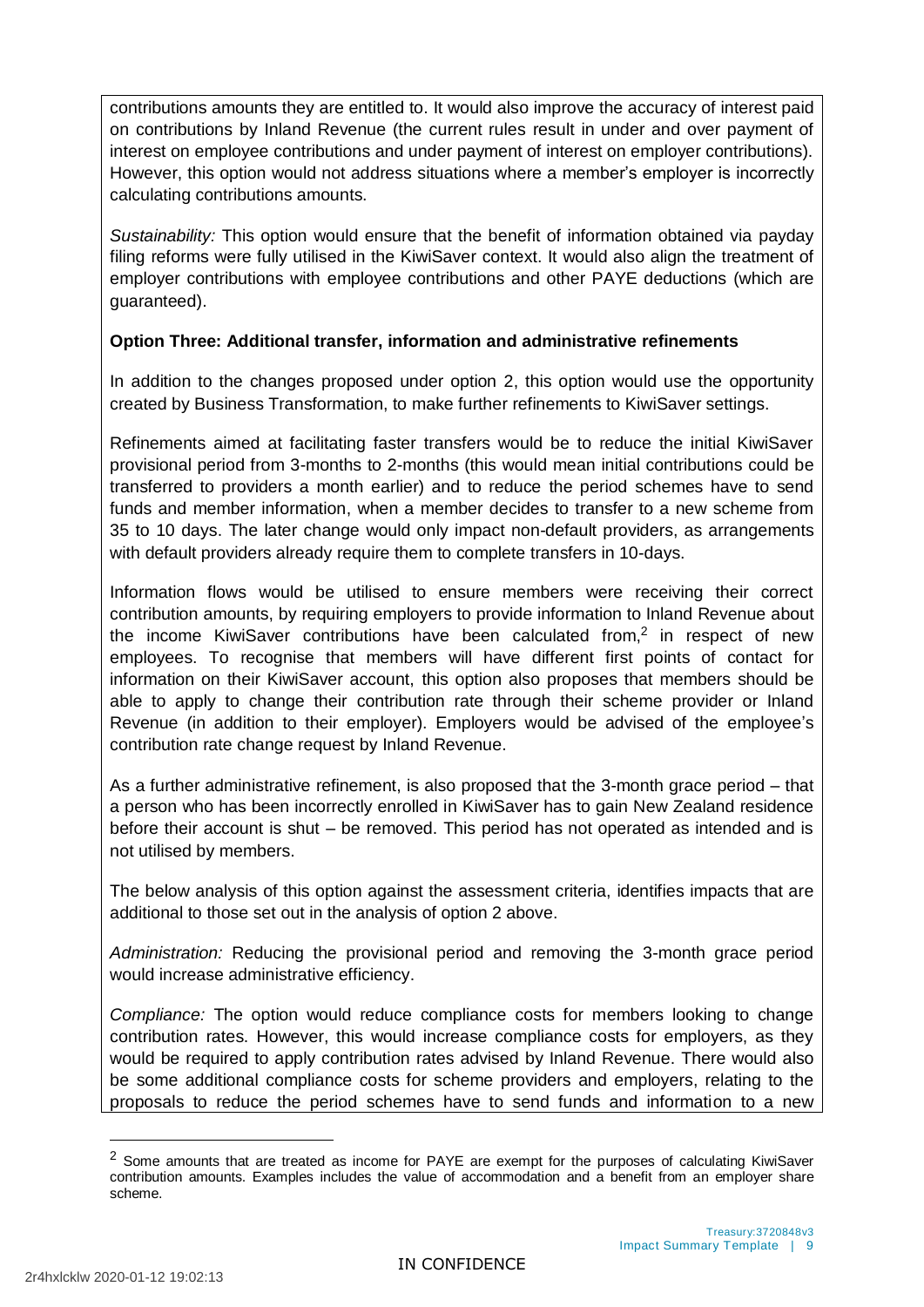contributions amounts they are entitled to. It would also improve the accuracy of interest paid on contributions by Inland Revenue (the current rules result in under and over payment of interest on employee contributions and under payment of interest on employer contributions). However, this option would not address situations where a member's employer is incorrectly calculating contributions amounts.

*Sustainability:* This option would ensure that the benefit of information obtained via payday filing reforms were fully utilised in the KiwiSaver context. It would also align the treatment of employer contributions with employee contributions and other PAYE deductions (which are guaranteed).

**Option Three: Additional transfer, information and administrative refinements**

In addition to the changes proposed under option 2, this option would use the opportunity created by Business Transformation, to make further refinements to KiwiSaver settings.

Refinements aimed at facilitating faster transfers would be to reduce the initial KiwiSaver provisional period from 3-months to 2-months (this would mean initial contributions could be transferred to providers a month earlier) and to reduce the period schemes have to send funds and member information, when a member decides to transfer to a new scheme from 35 to 10 days. The later change would only impact non-default providers, as arrangements with default providers already require them to complete transfers in 10-days.

Information flows would be utilised to ensure members were receiving their correct contribution amounts, by requiring employers to provide information to Inland Revenue about the income KiwiSaver contributions have been calculated from,[2] in respect of new employees. To recognise that members will have different first points of contact for information on their KiwiSaver account, this option also proposes that members should be able to apply to change their contribution rate through their scheme provider or Inland Revenue (in addition to their employer). Employers would be advised of the employee's contribution rate change request by Inland Revenue.

As a further administrative refinement, is also proposed that the 3-month grace period – that a person who has been incorrectly enrolled in KiwiSaver has to gain New Zealand residence before their account is shut – be removed. This period has not operated as intended and is not utilised by members.

The below analysis of this option against the assessment criteria, identifies impacts that are additional to those set out in the analysis of option 2 above.

*Administration:* Reducing the provisional period and removing the 3-month grace period would increase administrative efficiency.

*Compliance:* The option would reduce compliance costs for members looking to change contribution rates. However, this would increase compliance costs for employers, as they would be required to apply contribution rates advised by Inland Revenue. There would also be some additional compliance costs for scheme providers and employers, relating to the proposals to reduce the period schemes have to send funds and information to a new

[2] Some amounts that are treated as income for PAYE are exempt for the purposes of calculating KiwiSaver contribution amounts. Examples includes the value of accommodation and a benefit from an employer share scheme.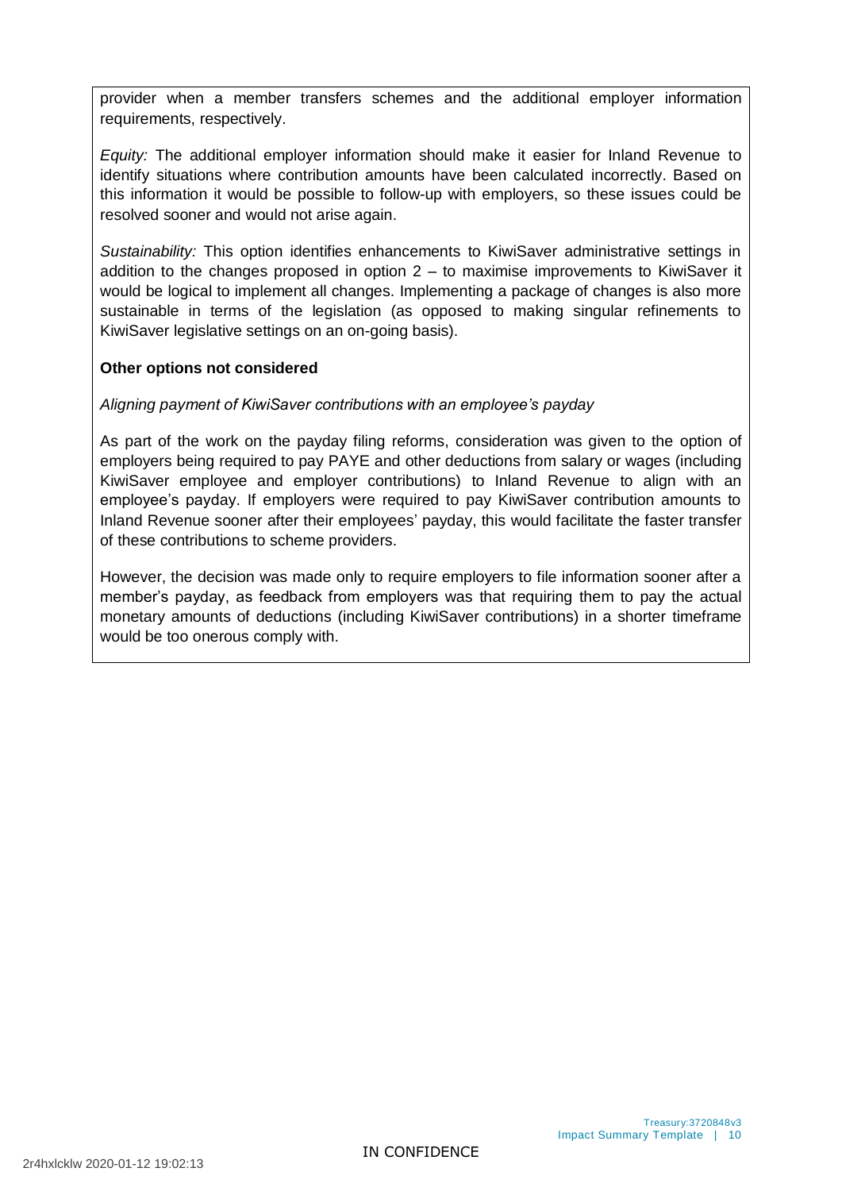provider when a member transfers schemes and the additional employer information requirements, respectively.

*Equity:* The additional employer information should make it easier for Inland Revenue to identify situations where contribution amounts have been calculated incorrectly. Based on this information it would be possible to follow-up with employers, so these issues could be resolved sooner and would not arise again.

*Sustainability:* This option identifies enhancements to KiwiSaver administrative settings in addition to the changes proposed in option 2 – to maximise improvements to KiwiSaver it would be logical to implement all changes. Implementing a package of changes is also more sustainable in terms of the legislation (as opposed to making singular refinements to KiwiSaver legislative settings on an on-going basis).

**Other options not considered**

*Aligning payment of KiwiSaver contributions with an employee's payday*

As part of the work on the payday filing reforms, consideration was given to the option of employers being required to pay PAYE and other deductions from salary or wages (including KiwiSaver employee and employer contributions) to Inland Revenue to align with an employee's payday. If employers were required to pay KiwiSaver contribution amounts to Inland Revenue sooner after their employees' payday, this would facilitate the faster transfer of these contributions to scheme providers.

However, the decision was made only to require employers to file information sooner after a member's payday, as feedback from employers was that requiring them to pay the actual monetary amounts of deductions (including KiwiSaver contributions) in a shorter timeframe would be too onerous comply with.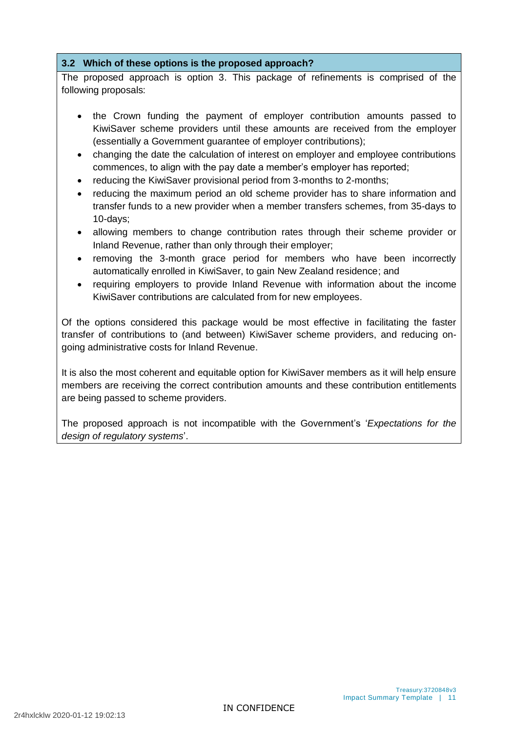### 3.2 Which of these options is the proposed approach?

The proposed approach is option 3. This package of refinements is comprised of the following proposals:

- the Crown funding the payment of employer contribution amounts passed to KiwiSaver scheme providers until these amounts are received from the employer (essentially a Government guarantee of employer contributions);
- changing the date the calculation of interest on employer and employee contributions commences, to align with the pay date a member's employer has reported;
- reducing the KiwiSaver provisional period from 3-months to 2-months;
- reducing the maximum period an old scheme provider has to share information and transfer funds to a new provider when a member transfers schemes, from 35-days to 10-days;
- allowing members to change contribution rates through their scheme provider or Inland Revenue, rather than only through their employer;
- removing the 3-month grace period for members who have been incorrectly automatically enrolled in KiwiSaver, to gain New Zealand residence; and
- requiring employers to provide Inland Revenue with information about the income KiwiSaver contributions are calculated from for new employees.

Of the options considered this package would be most effective in facilitating the faster transfer of contributions to (and between) KiwiSaver scheme providers, and reducing on-going administrative costs for Inland Revenue.

It is also the most coherent and equitable option for KiwiSaver members as it will help ensure members are receiving the correct contribution amounts and these contribution entitlements are being passed to scheme providers.

The proposed approach is not incompatible with the Government's '*Expectations for the design of regulatory systems*'.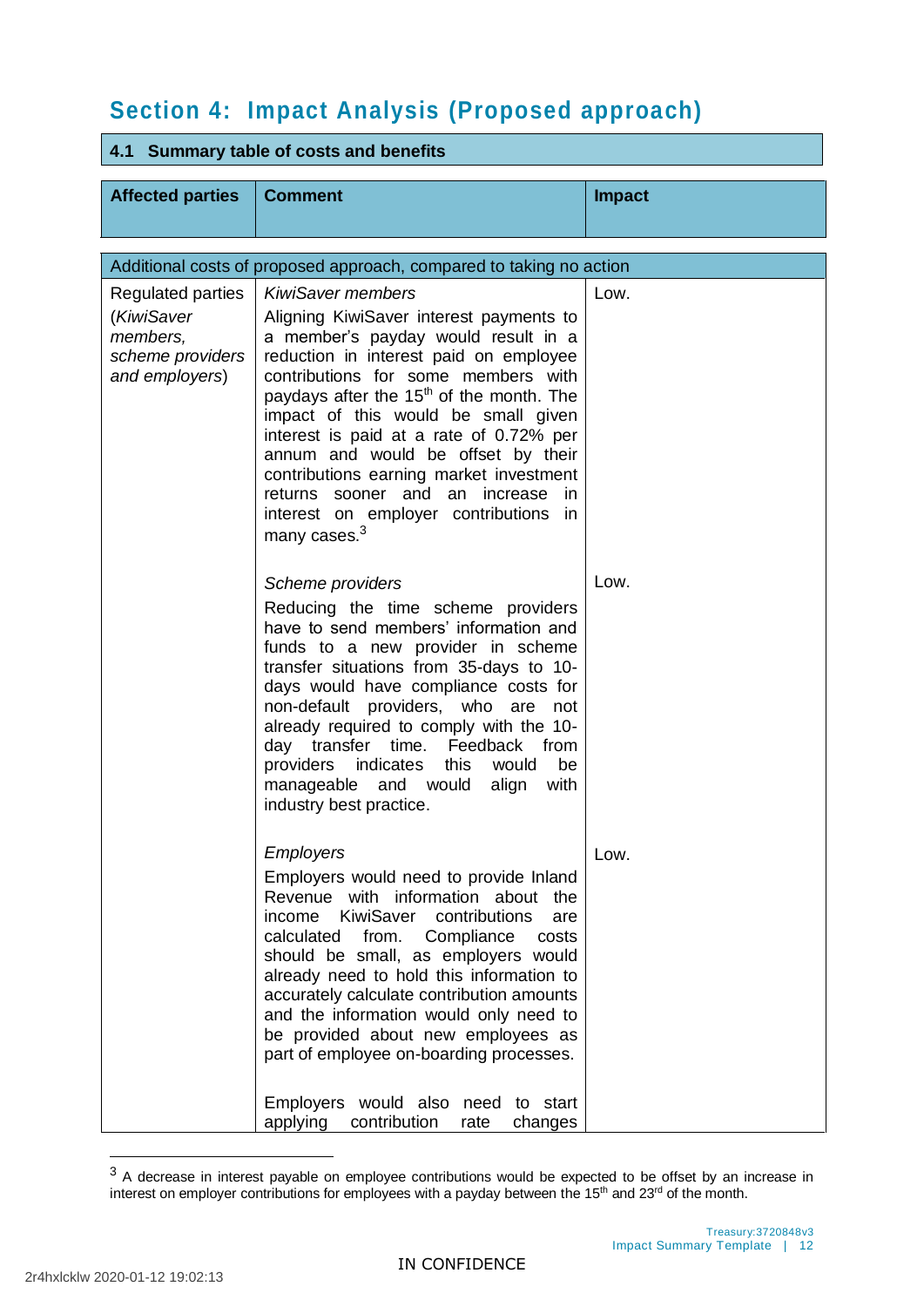# Section 4: Impact Analysis (Proposed approach)

## 4.1 Summary table of costs and benefits

| Affected parties | Comment | Impact |
|---|---|---|
| **Additional costs of proposed approach, compared to taking no action** | | |
| Regulated parties (*KiwiSaver members, scheme providers and employers*) | *KiwiSaver members*<br>Aligning KiwiSaver interest payments to a member's payday would result in a reduction in interest paid on employee contributions for some members with paydays after the 15th of the month. The impact of this would be small given interest is paid at a rate of 0.72% per annum and would be offset by their contributions earning market investment returns sooner and an increase in interest on employer contributions in many cases.[3] | Low. |
| | *Scheme providers*<br>Reducing the time scheme providers have to send members' information and funds to a new provider in scheme transfer situations from 35-days to 10-days would have compliance costs for non-default providers, who are not already required to comply with the 10-day transfer time. Feedback from providers indicates this would be manageable and would align with industry best practice. | Low. |
| | *Employers*<br>Employers would need to provide Inland Revenue with information about the income KiwiSaver contributions are calculated from. Compliance costs should be small, as employers would already need to hold this information to accurately calculate contribution amounts and the information would only need to be provided about new employees as part of employee on-boarding processes.<br><br>Employers would also need to start applying contribution rate changes | Low. |

[3] A decrease in interest payable on employee contributions would be expected to be offset by an increase in interest on employer contributions for employees with a payday between the 15th and 23rd of the month.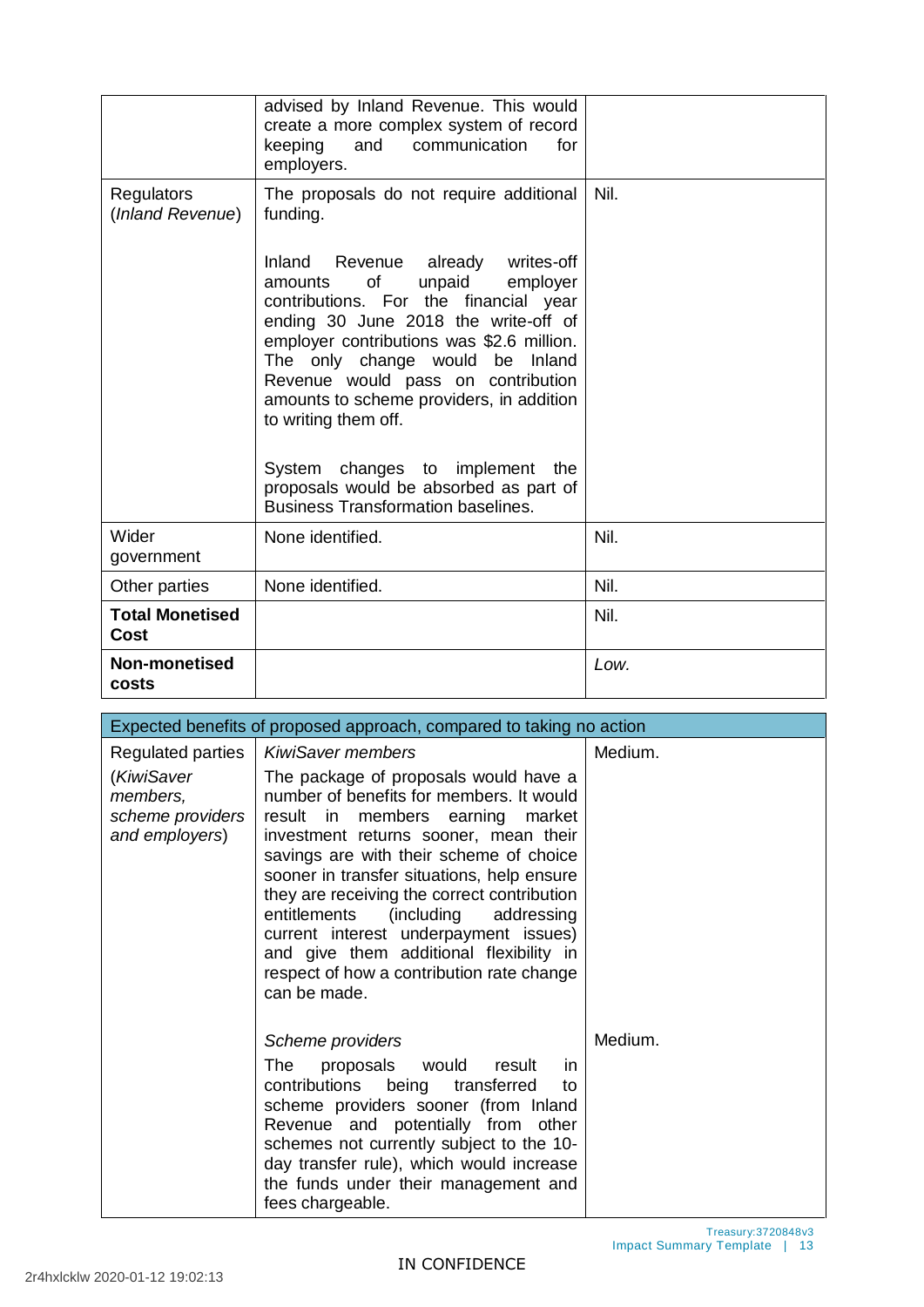| | | |
|---|---|---|
| | advised by Inland Revenue. This would create a more complex system of record keeping and communication for employers. | |
| Regulators (*Inland Revenue*) | The proposals do not require additional funding.<br><br>Inland Revenue already writes-off amounts of unpaid employer contributions. For the financial year ending 30 June 2018 the write-off of employer contributions was $2.6 million. The only change would be Inland Revenue would pass on contribution amounts to scheme providers, in addition to writing them off.<br><br>System changes to implement the proposals would be absorbed as part of Business Transformation baselines. | Nil. |
| Wider government | None identified. | Nil. |
| Other parties | None identified. | Nil. |
| **Total Monetised Cost** | | Nil. |
| **Non-monetised costs** | | *Low.* |

| Expected benefits of proposed approach, compared to taking no action | | |
|---|---|---|
| Regulated parties (*KiwiSaver members, scheme providers and employers*) | *KiwiSaver members*<br>The package of proposals would have a number of benefits for members. It would result in members earning market investment returns sooner, mean their savings are with their scheme of choice sooner in transfer situations, help ensure they are receiving the correct contribution entitlements (including addressing current interest underpayment issues) and give them additional flexibility in respect of how a contribution rate change can be made. | Medium. |
| | *Scheme providers*<br>The proposals would result in contributions being transferred to scheme providers sooner (from Inland Revenue and potentially from other schemes not currently subject to the 10-day transfer rule), which would increase the funds under their management and fees chargeable. | Medium. |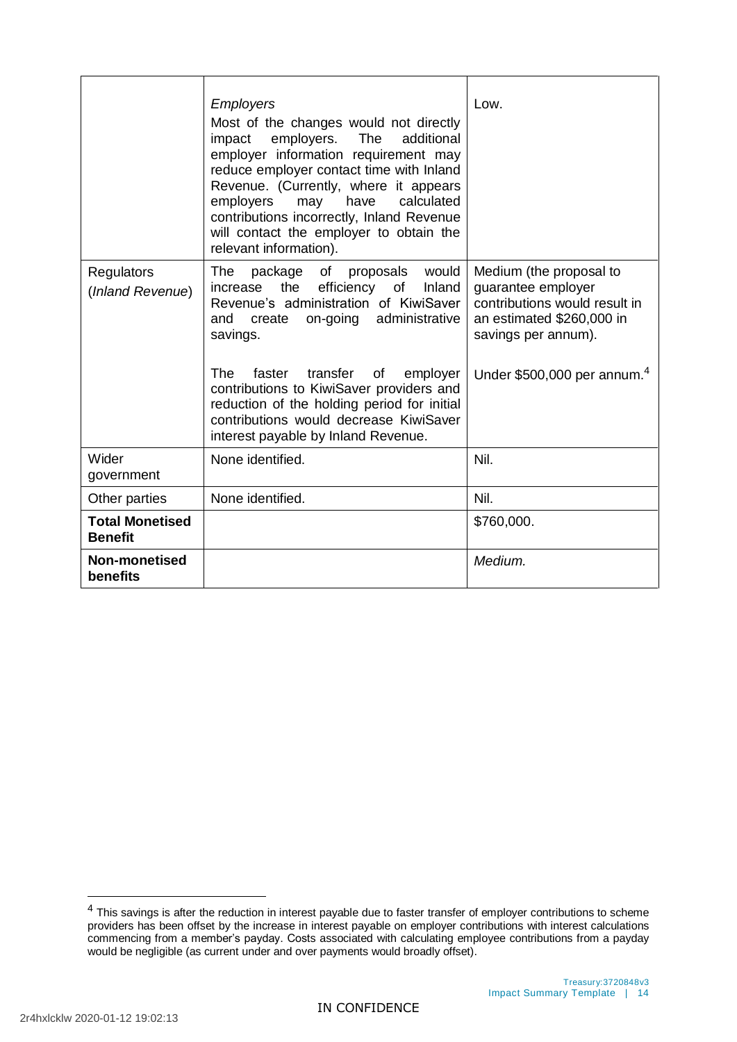| | | |
|---|---|---|
| | *Employers*<br>Most of the changes would not directly impact employers. The additional employer information requirement may reduce employer contact time with Inland Revenue. (Currently, where it appears employers may have calculated contributions incorrectly, Inland Revenue will contact the employer to obtain the relevant information). | Low. |
| Regulators (*Inland Revenue*) | The package of proposals would increase the efficiency of Inland Revenue's administration of KiwiSaver and create on-going administrative savings. | Medium (the proposal to guarantee employer contributions would result in an estimated $260,000 in savings per annum). |
| | The faster transfer of employer contributions to KiwiSaver providers and reduction of the holding period for initial contributions would decrease KiwiSaver interest payable by Inland Revenue. | Under $500,000 per annum.[4] |
| Wider government | None identified. | Nil. |
| Other parties | None identified. | Nil. |
| **Total Monetised Benefit** | | $760,000. |
| **Non-monetised benefits** | | *Medium.* |

[4] This savings is after the reduction in interest payable due to faster transfer of employer contributions to scheme providers has been offset by the increase in interest payable on employer contributions with interest calculations commencing from a member's payday. Costs associated with calculating employee contributions from a payday would be negligible (as current under and over payments would broadly offset).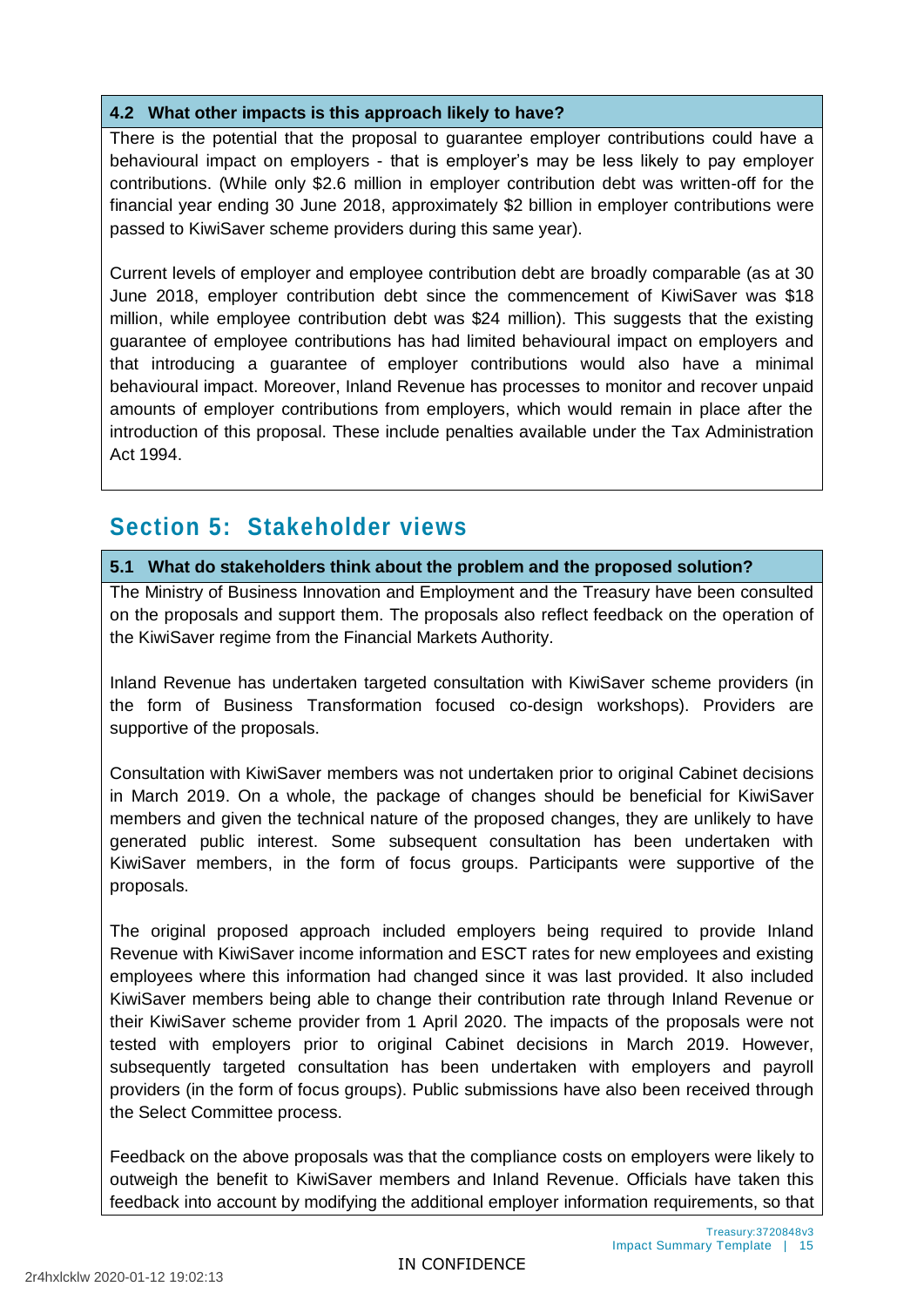**4.2 What other impacts is this approach likely to have?**

There is the potential that the proposal to guarantee employer contributions could have a behavioural impact on employers - that is employer's may be less likely to pay employer contributions. (While only $2.6 million in employer contribution debt was written-off for the financial year ending 30 June 2018, approximately $2 billion in employer contributions were passed to KiwiSaver scheme providers during this same year).

Current levels of employer and employee contribution debt are broadly comparable (as at 30 June 2018, employer contribution debt since the commencement of KiwiSaver was $18 million, while employee contribution debt was $24 million). This suggests that the existing guarantee of employee contributions has had limited behavioural impact on employers and that introducing a guarantee of employer contributions would also have a minimal behavioural impact. Moreover, Inland Revenue has processes to monitor and recover unpaid amounts of employer contributions from employers, which would remain in place after the introduction of this proposal. These include penalties available under the Tax Administration Act 1994.

## Section 5: Stakeholder views

**5.1 What do stakeholders think about the problem and the proposed solution?**

The Ministry of Business Innovation and Employment and the Treasury have been consulted on the proposals and support them. The proposals also reflect feedback on the operation of the KiwiSaver regime from the Financial Markets Authority.

Inland Revenue has undertaken targeted consultation with KiwiSaver scheme providers (in the form of Business Transformation focused co-design workshops). Providers are supportive of the proposals.

Consultation with KiwiSaver members was not undertaken prior to original Cabinet decisions in March 2019. On a whole, the package of changes should be beneficial for KiwiSaver members and given the technical nature of the proposed changes, they are unlikely to have generated public interest. Some subsequent consultation has been undertaken with KiwiSaver members, in the form of focus groups. Participants were supportive of the proposals.

The original proposed approach included employers being required to provide Inland Revenue with KiwiSaver income information and ESCT rates for new employees and existing employees where this information had changed since it was last provided. It also included KiwiSaver members being able to change their contribution rate through Inland Revenue or their KiwiSaver scheme provider from 1 April 2020. The impacts of the proposals were not tested with employers prior to original Cabinet decisions in March 2019. However, subsequently targeted consultation has been undertaken with employers and payroll providers (in the form of focus groups). Public submissions have also been received through the Select Committee process.

Feedback on the above proposals was that the compliance costs on employers were likely to outweigh the benefit to KiwiSaver members and Inland Revenue. Officials have taken this feedback into account by modifying the additional employer information requirements, so that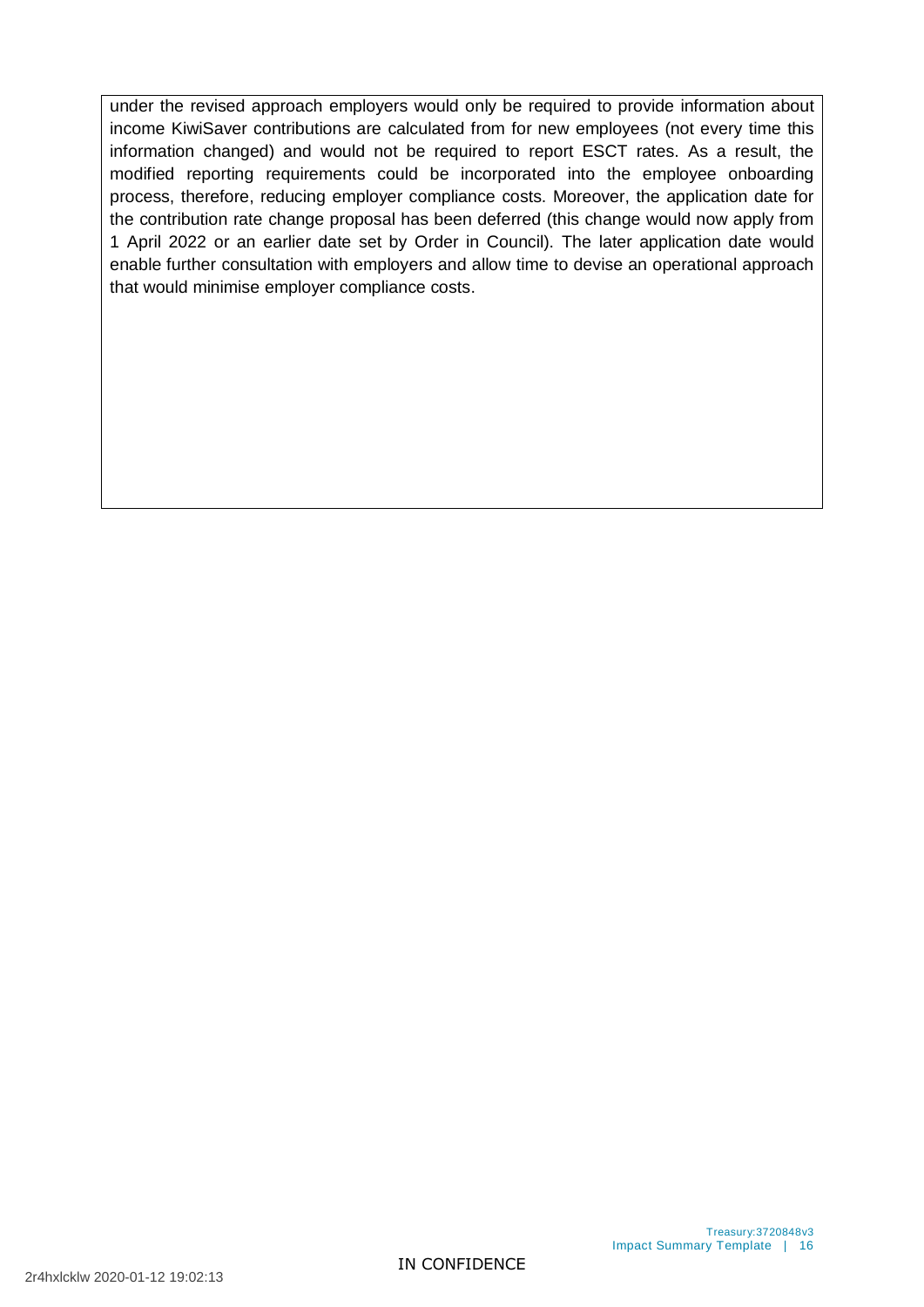under the revised approach employers would only be required to provide information about income KiwiSaver contributions are calculated from for new employees (not every time this information changed) and would not be required to report ESCT rates. As a result, the modified reporting requirements could be incorporated into the employee onboarding process, therefore, reducing employer compliance costs. Moreover, the application date for the contribution rate change proposal has been deferred (this change would now apply from 1 April 2022 or an earlier date set by Order in Council). The later application date would enable further consultation with employers and allow time to devise an operational approach that would minimise employer compliance costs.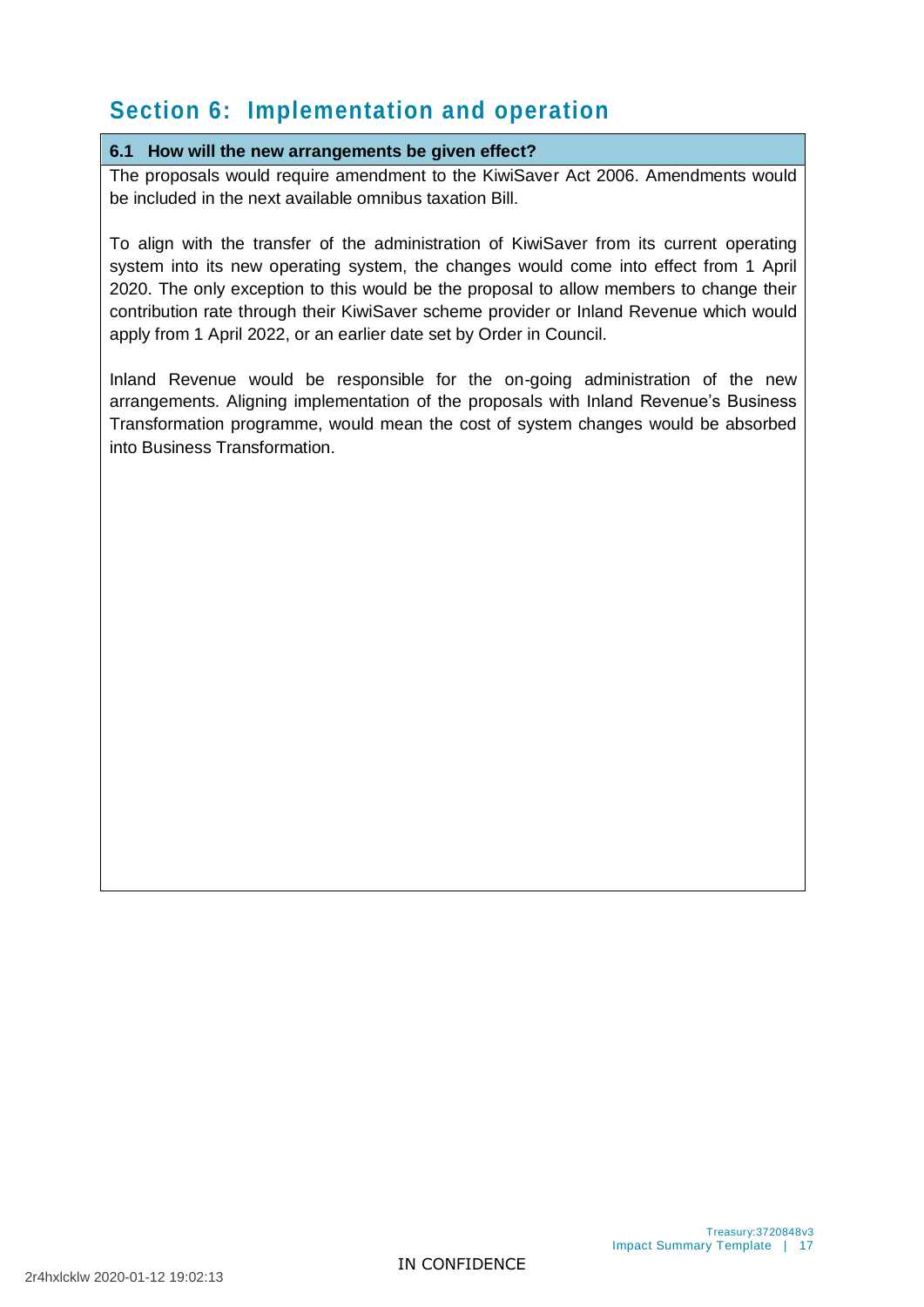## Section 6: Implementation and operation

### 6.1 How will the new arrangements be given effect?

The proposals would require amendment to the KiwiSaver Act 2006. Amendments would be included in the next available omnibus taxation Bill.

To align with the transfer of the administration of KiwiSaver from its current operating system into its new operating system, the changes would come into effect from 1 April 2020. The only exception to this would be the proposal to allow members to change their contribution rate through their KiwiSaver scheme provider or Inland Revenue which would apply from 1 April 2022, or an earlier date set by Order in Council.

Inland Revenue would be responsible for the on-going administration of the new arrangements. Aligning implementation of the proposals with Inland Revenue's Business Transformation programme, would mean the cost of system changes would be absorbed into Business Transformation.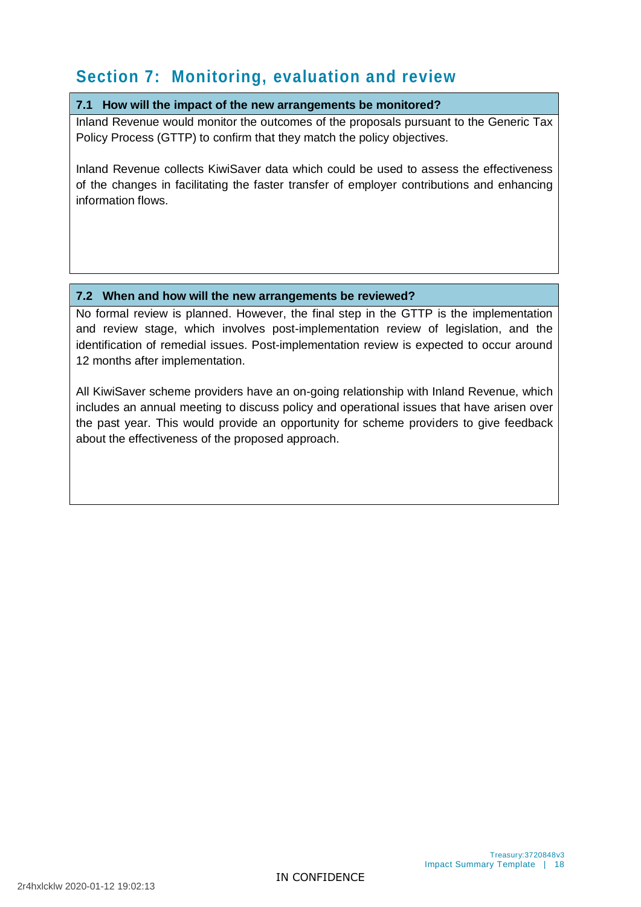## Section 7: Monitoring, evaluation and review

### 7.1 How will the impact of the new arrangements be monitored?

Inland Revenue would monitor the outcomes of the proposals pursuant to the Generic Tax Policy Process (GTTP) to confirm that they match the policy objectives.

Inland Revenue collects KiwiSaver data which could be used to assess the effectiveness of the changes in facilitating the faster transfer of employer contributions and enhancing information flows.

### 7.2 When and how will the new arrangements be reviewed?

No formal review is planned. However, the final step in the GTTP is the implementation and review stage, which involves post-implementation review of legislation, and the identification of remedial issues. Post-implementation review is expected to occur around 12 months after implementation.

All KiwiSaver scheme providers have an on-going relationship with Inland Revenue, which includes an annual meeting to discuss policy and operational issues that have arisen over the past year. This would provide an opportunity for scheme providers to give feedback about the effectiveness of the proposed approach.